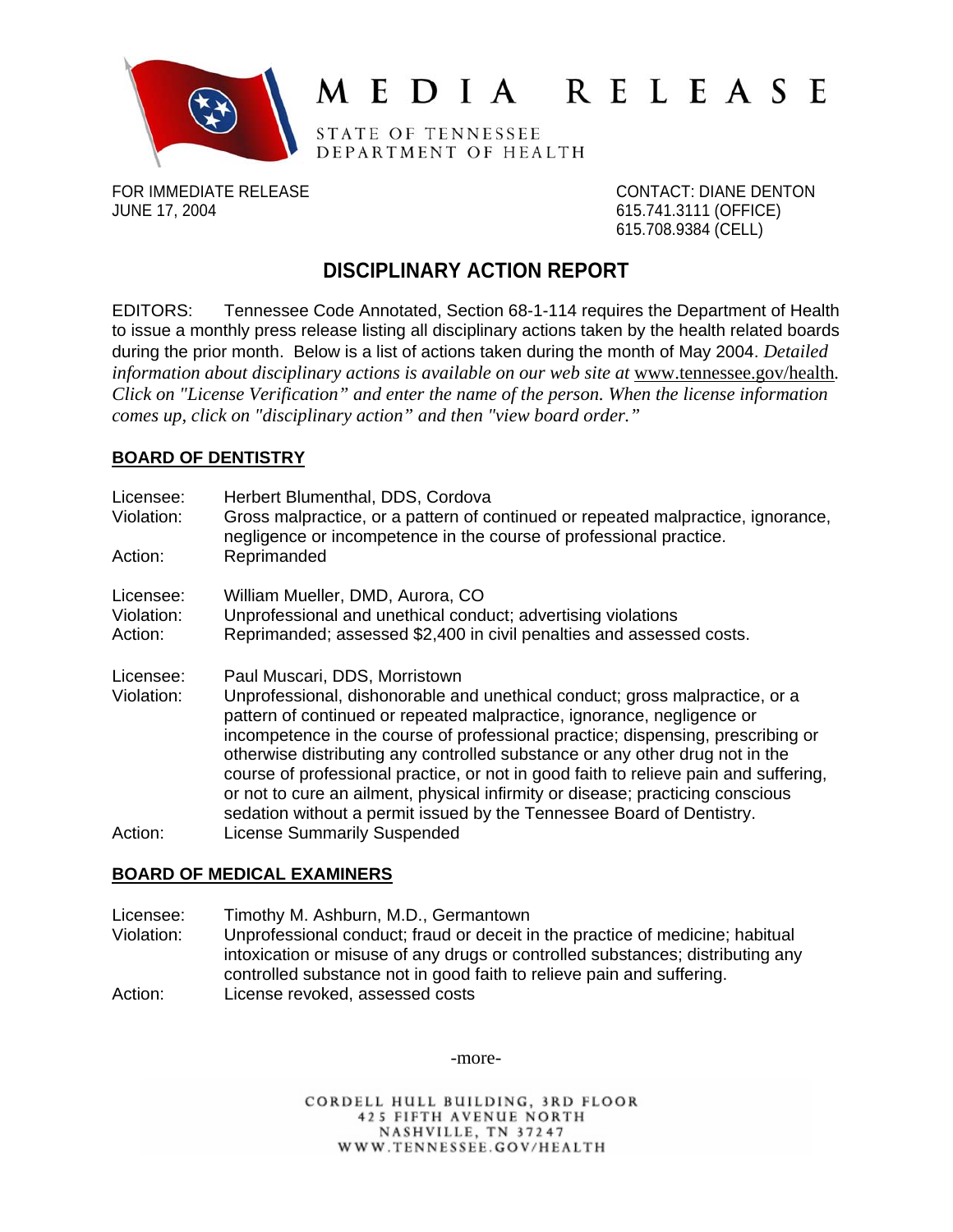# MEDIA RELEASE

STATE OF TENNESSEE
DEPARTMENT OF HEALTH

FOR IMMEDIATE RELEASE
JUNE 17, 2004

CONTACT: DIANE DENTON
615.741.3111 (OFFICE)
615.708.9384 (CELL)

## DISCIPLINARY ACTION REPORT

EDITORS: Tennessee Code Annotated, Section 68-1-114 requires the Department of Health to issue a monthly press release listing all disciplinary actions taken by the health related boards during the prior month. Below is a list of actions taken during the month of May 2004. *Detailed information about disciplinary actions is available on our web site at* www.tennessee.gov/health. *Click on "License Verification" and enter the name of the person. When the license information comes up, click on "disciplinary action" and then "view board order."*

### BOARD OF DENTISTRY

Licensee: Herbert Blumenthal, DDS, Cordova
Violation: Gross malpractice, or a pattern of continued or repeated malpractice, ignorance, negligence or incompetence in the course of professional practice.
Action: Reprimanded

Licensee: William Mueller, DMD, Aurora, CO
Violation: Unprofessional and unethical conduct; advertising violations
Action: Reprimanded; assessed $2,400 in civil penalties and assessed costs.

Licensee: Paul Muscari, DDS, Morristown
Violation: Unprofessional, dishonorable and unethical conduct; gross malpractice, or a pattern of continued or repeated malpractice, ignorance, negligence or incompetence in the course of professional practice; dispensing, prescribing or otherwise distributing any controlled substance or any other drug not in the course of professional practice, or not in good faith to relieve pain and suffering, or not to cure an ailment, physical infirmity or disease; practicing conscious sedation without a permit issued by the Tennessee Board of Dentistry.
Action: License Summarily Suspended

### BOARD OF MEDICAL EXAMINERS

Licensee: Timothy M. Ashburn, M.D., Germantown
Violation: Unprofessional conduct; fraud or deceit in the practice of medicine; habitual intoxication or misuse of any drugs or controlled substances; distributing any controlled substance not in good faith to relieve pain and suffering.
Action: License revoked, assessed costs

-more-

CORDELL HULL BUILDING, 3RD FLOOR
425 FIFTH AVENUE NORTH
NASHVILLE, TN 37247
WWW.TENNESSEE.GOV/HEALTH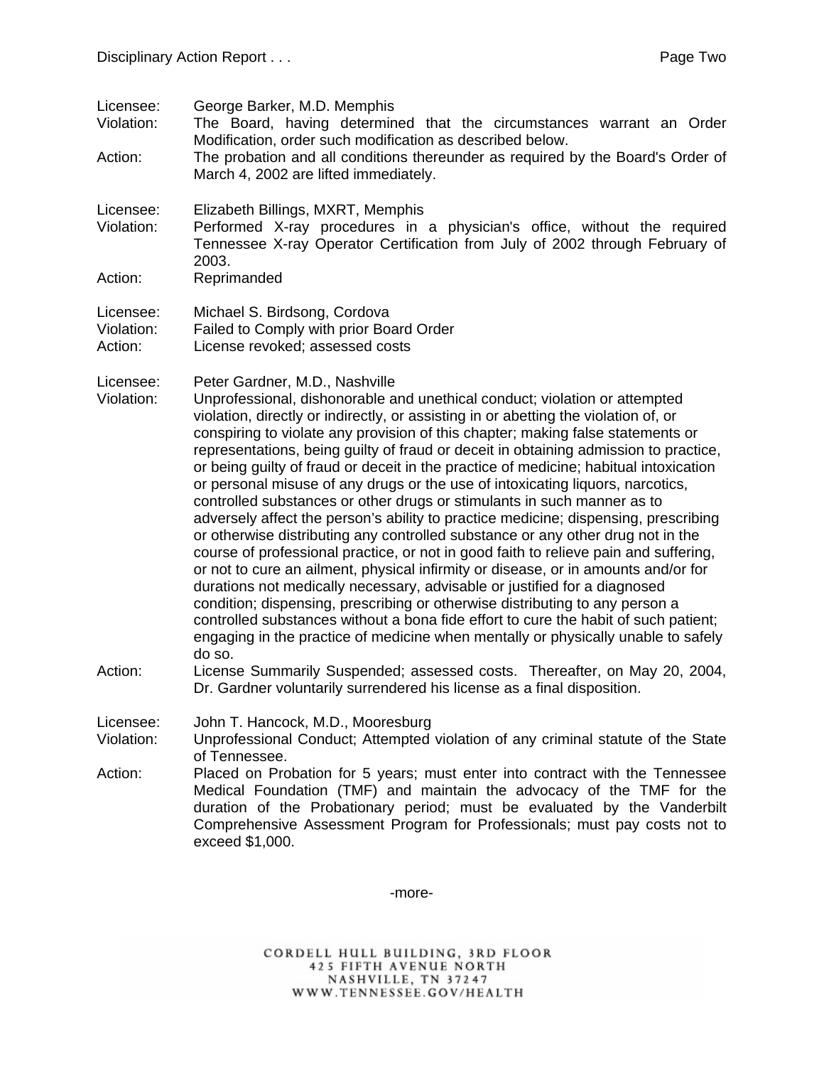Licensee: George Barker, M.D. Memphis
Violation: The Board, having determined that the circumstances warrant an Order Modification, order such modification as described below.
Action: The probation and all conditions thereunder as required by the Board's Order of March 4, 2002 are lifted immediately.

Licensee: Elizabeth Billings, MXRT, Memphis
Violation: Performed X-ray procedures in a physician's office, without the required Tennessee X-ray Operator Certification from July of 2002 through February of 2003.
Action: Reprimanded

Licensee: Michael S. Birdsong, Cordova
Violation: Failed to Comply with prior Board Order
Action: License revoked; assessed costs

Licensee: Peter Gardner, M.D., Nashville
Violation: Unprofessional, dishonorable and unethical conduct; violation or attempted violation, directly or indirectly, or assisting in or abetting the violation of, or conspiring to violate any provision of this chapter; making false statements or representations, being guilty of fraud or deceit in obtaining admission to practice, or being guilty of fraud or deceit in the practice of medicine; habitual intoxication or personal misuse of any drugs or the use of intoxicating liquors, narcotics, controlled substances or other drugs or stimulants in such manner as to adversely affect the person's ability to practice medicine; dispensing, prescribing or otherwise distributing any controlled substance or any other drug not in the course of professional practice, or not in good faith to relieve pain and suffering, or not to cure an ailment, physical infirmity or disease, or in amounts and/or for durations not medically necessary, advisable or justified for a diagnosed condition; dispensing, prescribing or otherwise distributing to any person a controlled substances without a bona fide effort to cure the habit of such patient; engaging in the practice of medicine when mentally or physically unable to safely do so.
Action: License Summarily Suspended; assessed costs. Thereafter, on May 20, 2004, Dr. Gardner voluntarily surrendered his license as a final disposition.

Licensee: John T. Hancock, M.D., Mooresburg
Violation: Unprofessional Conduct; Attempted violation of any criminal statute of the State of Tennessee.
Action: Placed on Probation for 5 years; must enter into contract with the Tennessee Medical Foundation (TMF) and maintain the advocacy of the TMF for the duration of the Probationary period; must be evaluated by the Vanderbilt Comprehensive Assessment Program for Professionals; must pay costs not to exceed $1,000.

-more-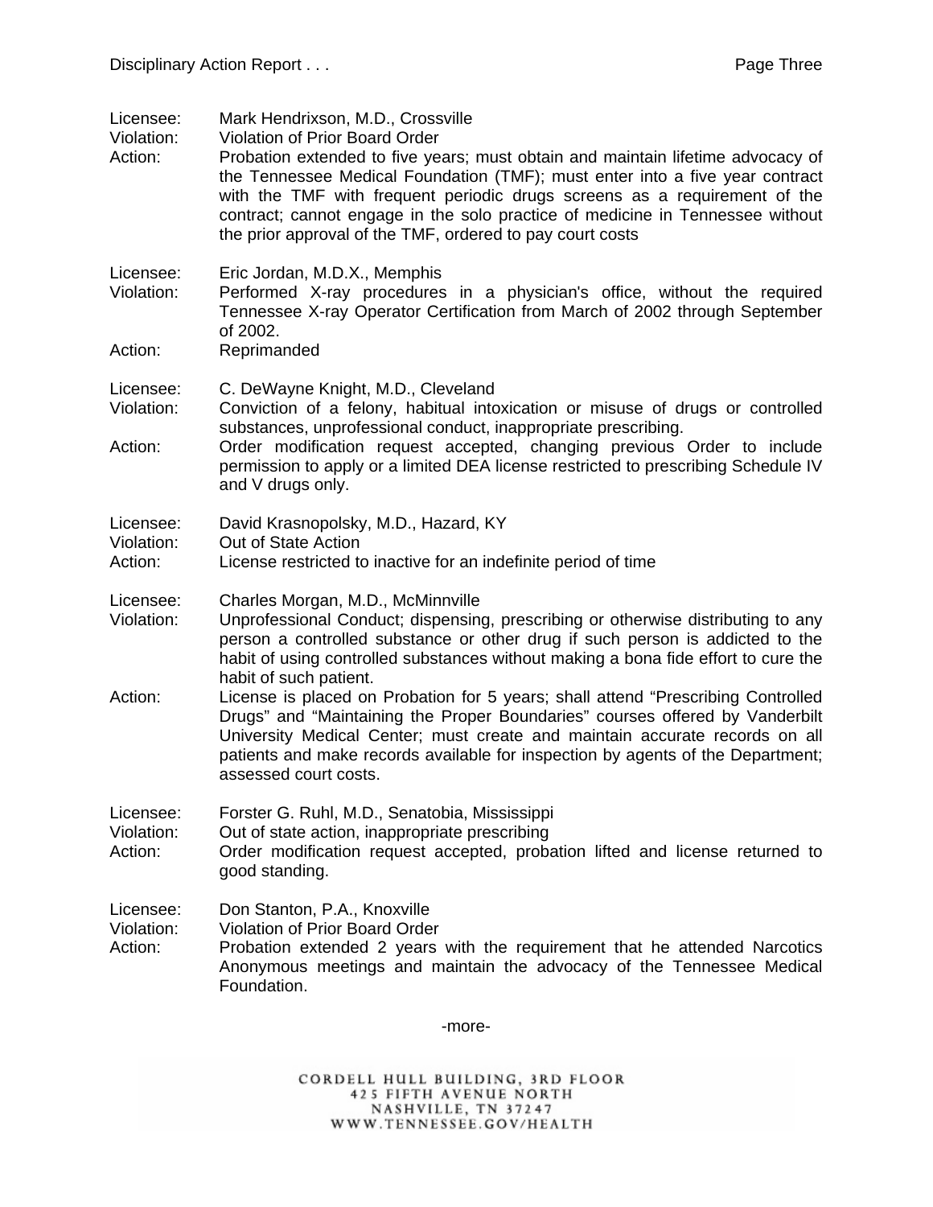Licensee: Mark Hendrixson, M.D., Crossville
Violation: Violation of Prior Board Order
Action: Probation extended to five years; must obtain and maintain lifetime advocacy of the Tennessee Medical Foundation (TMF); must enter into a five year contract with the TMF with frequent periodic drugs screens as a requirement of the contract; cannot engage in the solo practice of medicine in Tennessee without the prior approval of the TMF, ordered to pay court costs

Licensee: Eric Jordan, M.D.X., Memphis
Violation: Performed X-ray procedures in a physician's office, without the required Tennessee X-ray Operator Certification from March of 2002 through September of 2002.
Action: Reprimanded

Licensee: C. DeWayne Knight, M.D., Cleveland
Violation: Conviction of a felony, habitual intoxication or misuse of drugs or controlled substances, unprofessional conduct, inappropriate prescribing.
Action: Order modification request accepted, changing previous Order to include permission to apply or a limited DEA license restricted to prescribing Schedule IV and V drugs only.

Licensee: David Krasnopolsky, M.D., Hazard, KY
Violation: Out of State Action
Action: License restricted to inactive for an indefinite period of time

Licensee: Charles Morgan, M.D., McMinnville
Violation: Unprofessional Conduct; dispensing, prescribing or otherwise distributing to any person a controlled substance or other drug if such person is addicted to the habit of using controlled substances without making a bona fide effort to cure the habit of such patient.
Action: License is placed on Probation for 5 years; shall attend "Prescribing Controlled Drugs" and "Maintaining the Proper Boundaries" courses offered by Vanderbilt University Medical Center; must create and maintain accurate records on all patients and make records available for inspection by agents of the Department; assessed court costs.

Licensee: Forster G. Ruhl, M.D., Senatobia, Mississippi
Violation: Out of state action, inappropriate prescribing
Action: Order modification request accepted, probation lifted and license returned to good standing.

Licensee: Don Stanton, P.A., Knoxville
Violation: Violation of Prior Board Order
Action: Probation extended 2 years with the requirement that he attended Narcotics Anonymous meetings and maintain the advocacy of the Tennessee Medical Foundation.

-more-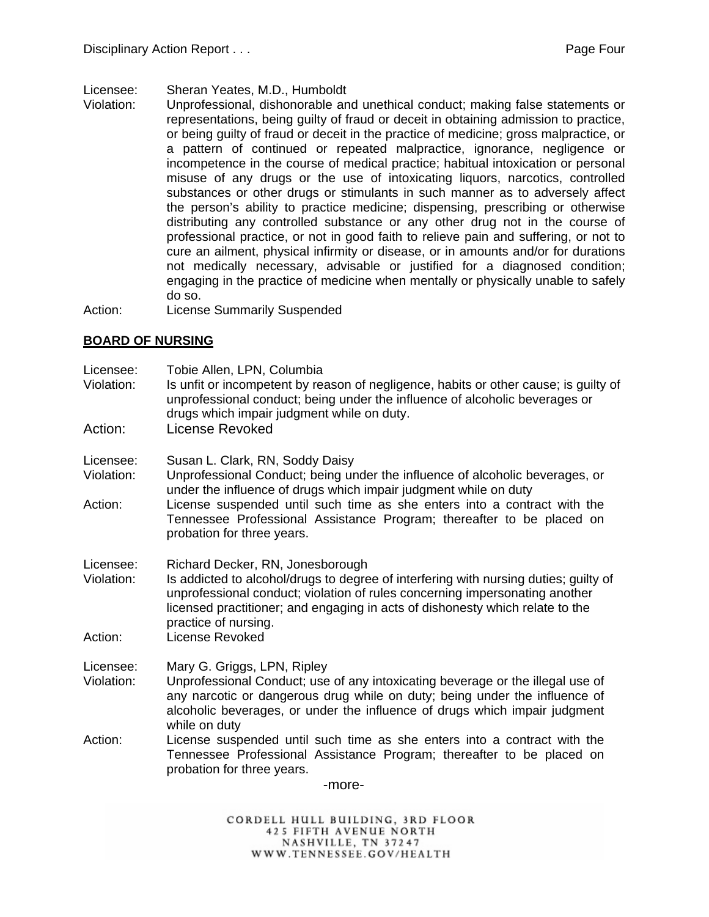Licensee: Sheran Yeates, M.D., Humboldt
Violation: Unprofessional, dishonorable and unethical conduct; making false statements or representations, being guilty of fraud or deceit in obtaining admission to practice, or being guilty of fraud or deceit in the practice of medicine; gross malpractice, or a pattern of continued or repeated malpractice, ignorance, negligence or incompetence in the course of medical practice; habitual intoxication or personal misuse of any drugs or the use of intoxicating liquors, narcotics, controlled substances or other drugs or stimulants in such manner as to adversely affect the person's ability to practice medicine; dispensing, prescribing or otherwise distributing any controlled substance or any other drug not in the course of professional practice, or not in good faith to relieve pain and suffering, or not to cure an ailment, physical infirmity or disease, or in amounts and/or for durations not medically necessary, advisable or justified for a diagnosed condition; engaging in the practice of medicine when mentally or physically unable to safely do so.
Action: License Summarily Suspended

**BOARD OF NURSING**

Licensee: Tobie Allen, LPN, Columbia
Violation: Is unfit or incompetent by reason of negligence, habits or other cause; is guilty of unprofessional conduct; being under the influence of alcoholic beverages or drugs which impair judgment while on duty.
Action: License Revoked

Licensee: Susan L. Clark, RN, Soddy Daisy
Violation: Unprofessional Conduct; being under the influence of alcoholic beverages, or under the influence of drugs which impair judgment while on duty
Action: License suspended until such time as she enters into a contract with the Tennessee Professional Assistance Program; thereafter to be placed on probation for three years.

Licensee: Richard Decker, RN, Jonesborough
Violation: Is addicted to alcohol/drugs to degree of interfering with nursing duties; guilty of unprofessional conduct; violation of rules concerning impersonating another licensed practitioner; and engaging in acts of dishonesty which relate to the practice of nursing.
Action: License Revoked

Licensee: Mary G. Griggs, LPN, Ripley
Violation: Unprofessional Conduct; use of any intoxicating beverage or the illegal use of any narcotic or dangerous drug while on duty; being under the influence of alcoholic beverages, or under the influence of drugs which impair judgment while on duty
Action: License suspended until such time as she enters into a contract with the Tennessee Professional Assistance Program; thereafter to be placed on probation for three years.

-more-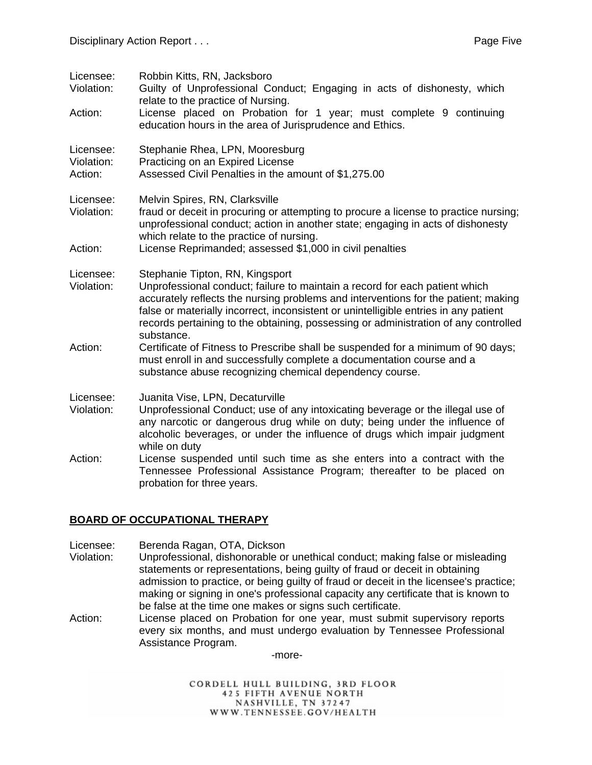Licensee: Robbin Kitts, RN, Jacksboro
Violation: Guilty of Unprofessional Conduct; Engaging in acts of dishonesty, which relate to the practice of Nursing.
Action: License placed on Probation for 1 year; must complete 9 continuing education hours in the area of Jurisprudence and Ethics.

Licensee: Stephanie Rhea, LPN, Mooresburg
Violation: Practicing on an Expired License
Action: Assessed Civil Penalties in the amount of $1,275.00

Licensee: Melvin Spires, RN, Clarksville
Violation: fraud or deceit in procuring or attempting to procure a license to practice nursing; unprofessional conduct; action in another state; engaging in acts of dishonesty which relate to the practice of nursing.
Action: License Reprimanded; assessed $1,000 in civil penalties

Licensee: Stephanie Tipton, RN, Kingsport
Violation: Unprofessional conduct; failure to maintain a record for each patient which accurately reflects the nursing problems and interventions for the patient; making false or materially incorrect, inconsistent or unintelligible entries in any patient records pertaining to the obtaining, possessing or administration of any controlled substance.
Action: Certificate of Fitness to Prescribe shall be suspended for a minimum of 90 days; must enroll in and successfully complete a documentation course and a substance abuse recognizing chemical dependency course.

Licensee: Juanita Vise, LPN, Decaturville
Violation: Unprofessional Conduct; use of any intoxicating beverage or the illegal use of any narcotic or dangerous drug while on duty; being under the influence of alcoholic beverages, or under the influence of drugs which impair judgment while on duty
Action: License suspended until such time as she enters into a contract with the Tennessee Professional Assistance Program; thereafter to be placed on probation for three years.

## BOARD OF OCCUPATIONAL THERAPY

Licensee: Berenda Ragan, OTA, Dickson
Violation: Unprofessional, dishonorable or unethical conduct; making false or misleading statements or representations, being guilty of fraud or deceit in obtaining admission to practice, or being guilty of fraud or deceit in the licensee's practice; making or signing in one's professional capacity any certificate that is known to be false at the time one makes or signs such certificate.
Action: License placed on Probation for one year, must submit supervisory reports every six months, and must undergo evaluation by Tennessee Professional Assistance Program.

-more-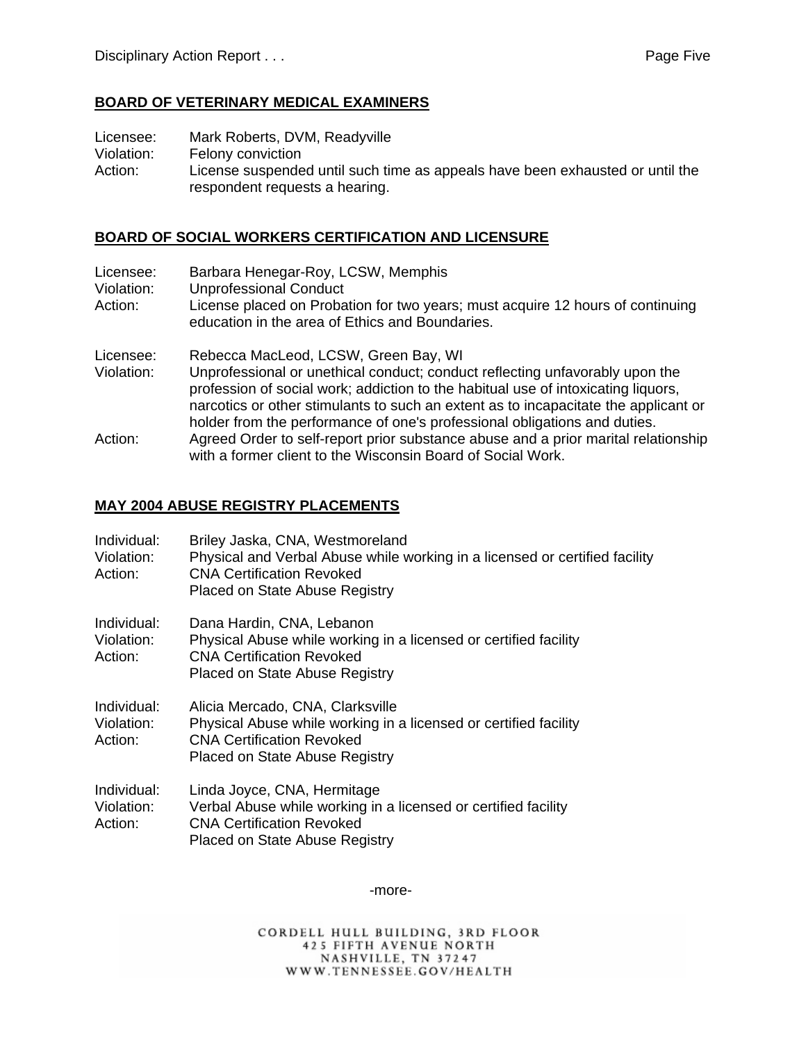## BOARD OF VETERINARY MEDICAL EXAMINERS

Licensee: Mark Roberts, DVM, Readyville
Violation: Felony conviction
Action: License suspended until such time as appeals have been exhausted or until the respondent requests a hearing.

## BOARD OF SOCIAL WORKERS CERTIFICATION AND LICENSURE

Licensee: Barbara Henegar-Roy, LCSW, Memphis
Violation: Unprofessional Conduct
Action: License placed on Probation for two years; must acquire 12 hours of continuing education in the area of Ethics and Boundaries.

Licensee: Rebecca MacLeod, LCSW, Green Bay, WI
Violation: Unprofessional or unethical conduct; conduct reflecting unfavorably upon the profession of social work; addiction to the habitual use of intoxicating liquors, narcotics or other stimulants to such an extent as to incapacitate the applicant or holder from the performance of one's professional obligations and duties.
Action: Agreed Order to self-report prior substance abuse and a prior marital relationship with a former client to the Wisconsin Board of Social Work.

## MAY 2004 ABUSE REGISTRY PLACEMENTS

Individual: Briley Jaska, CNA, Westmoreland
Violation: Physical and Verbal Abuse while working in a licensed or certified facility
Action: CNA Certification Revoked
Placed on State Abuse Registry

Individual: Dana Hardin, CNA, Lebanon
Violation: Physical Abuse while working in a licensed or certified facility
Action: CNA Certification Revoked
Placed on State Abuse Registry

Individual: Alicia Mercado, CNA, Clarksville
Violation: Physical Abuse while working in a licensed or certified facility
Action: CNA Certification Revoked
Placed on State Abuse Registry

Individual: Linda Joyce, CNA, Hermitage
Violation: Verbal Abuse while working in a licensed or certified facility
Action: CNA Certification Revoked
Placed on State Abuse Registry

-more-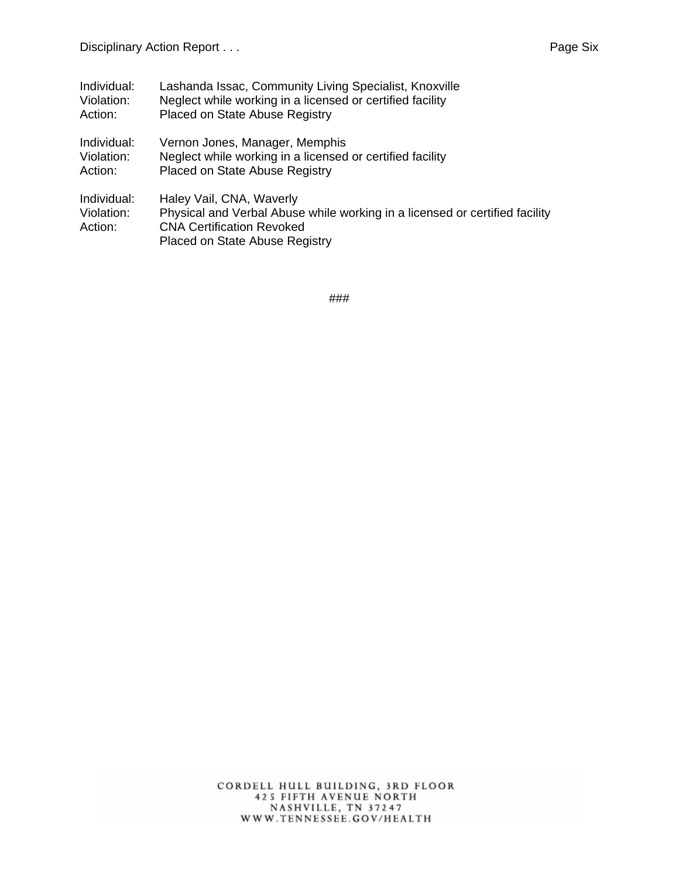Individual: Lashanda Issac, Community Living Specialist, Knoxville
Violation: Neglect while working in a licensed or certified facility
Action: Placed on State Abuse Registry

Individual: Vernon Jones, Manager, Memphis
Violation: Neglect while working in a licensed or certified facility
Action: Placed on State Abuse Registry

Individual: Haley Vail, CNA, Waverly
Violation: Physical and Verbal Abuse while working in a licensed or certified facility
Action: CNA Certification Revoked
Placed on State Abuse Registry

###